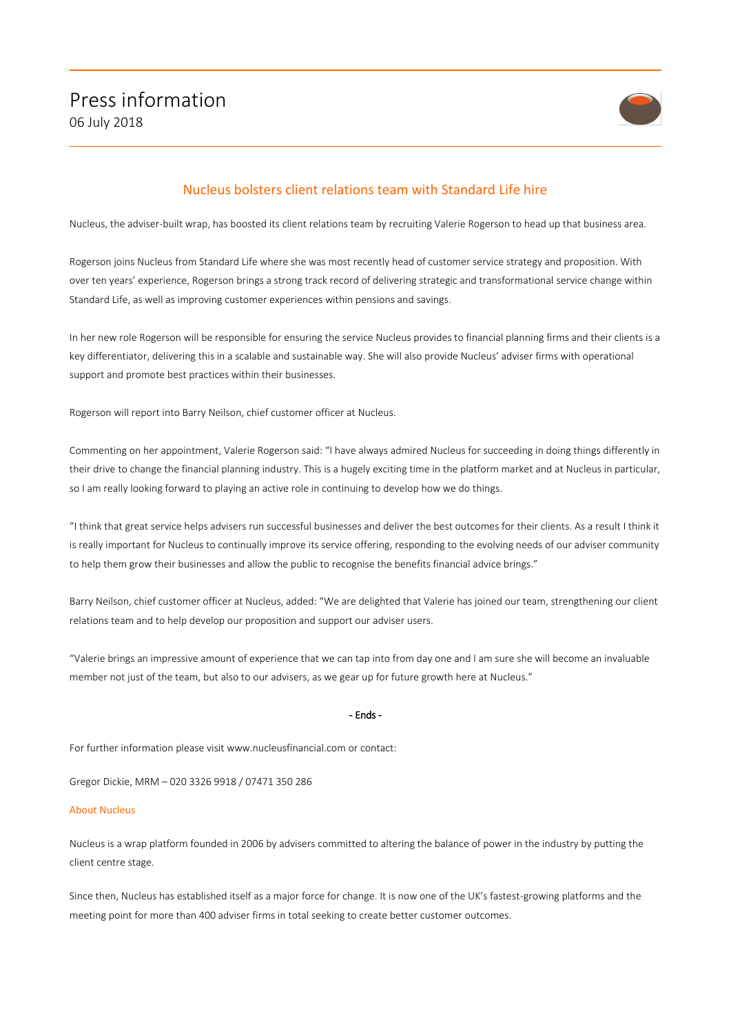# Press information

06 July 2018

## Nucleus bolsters client relations team with Standard Life hire

Nucleus, the adviser-built wrap, has boosted its client relations team by recruiting Valerie Rogerson to head up that business area.

Rogerson joins Nucleus from Standard Life where she was most recently head of customer service strategy and proposition. With over ten years' experience, Rogerson brings a strong track record of delivering strategic and transformational service change within Standard Life, as well as improving customer experiences within pensions and savings.

In her new role Rogerson will be responsible for ensuring the service Nucleus provides to financial planning firms and their clients is a key differentiator, delivering this in a scalable and sustainable way. She will also provide Nucleus' adviser firms with operational support and promote best practices within their businesses.

Rogerson will report into Barry Neilson, chief customer officer at Nucleus.

Commenting on her appointment, Valerie Rogerson said: "I have always admired Nucleus for succeeding in doing things differently in their drive to change the financial planning industry. This is a hugely exciting time in the platform market and at Nucleus in particular, so I am really looking forward to playing an active role in continuing to develop how we do things.

"I think that great service helps advisers run successful businesses and deliver the best outcomes for their clients. As a result I think it is really important for Nucleus to continually improve its service offering, responding to the evolving needs of our adviser community to help them grow their businesses and allow the public to recognise the benefits financial advice brings."

Barry Neilson, chief customer officer at Nucleus, added: "We are delighted that Valerie has joined our team, strengthening our client relations team and to help develop our proposition and support our adviser users.

"Valerie brings an impressive amount of experience that we can tap into from day one and I am sure she will become an invaluable member not just of the team, but also to our advisers, as we gear up for future growth here at Nucleus."

- Ends -

For further information please visit www.nucleusfinancial.com or contact:

Gregor Dickie, MRM – 020 3326 9918 / 07471 350 286

### About Nucleus

Nucleus is a wrap platform founded in 2006 by advisers committed to altering the balance of power in the industry by putting the client centre stage.

Since then, Nucleus has established itself as a major force for change. It is now one of the UK's fastest-growing platforms and the meeting point for more than 400 adviser firms in total seeking to create better customer outcomes.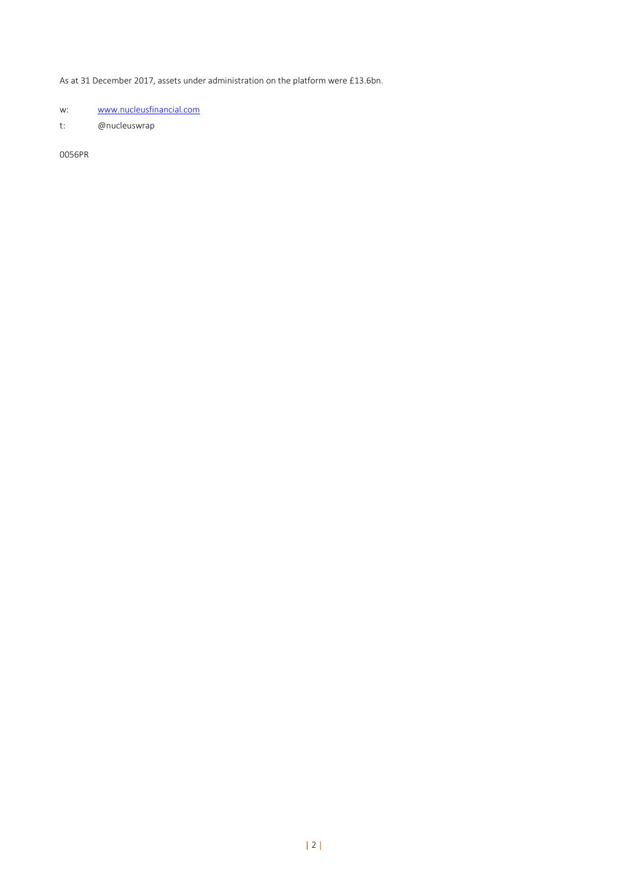As at 31 December 2017, assets under administration on the platform were £13.6bn.

w: www.nucleusfinancial.com

t: @nucleuswrap

0056PR